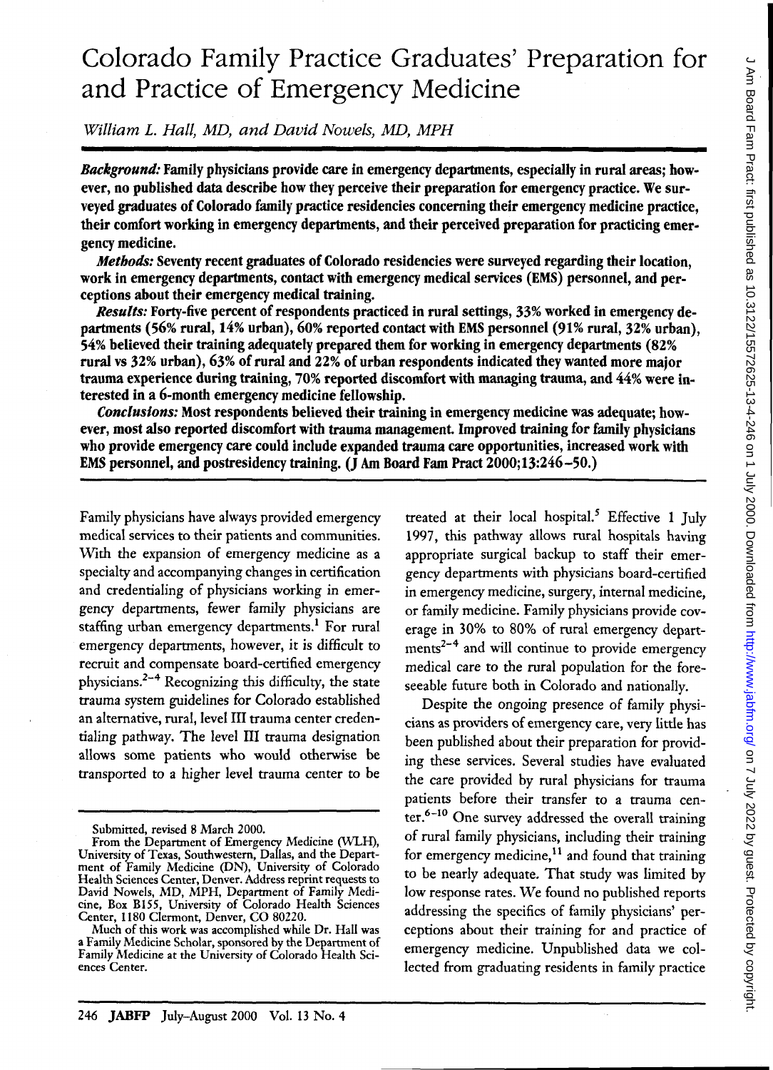# Colorado Family Practice Graduates' Preparation for and Practice of Emergency Medicine

*William L. Hall, MD, and David Nowels, MD, MPH*

***Background:*** **Family physicians provide care in emergency departments, especially in rural areas; however, no published data describe how they perceive their preparation for emergency practice. We surveyed graduates of Colorado family practice residencies concerning their emergency medicine practice, their comfort working in emergency departments, and their perceived preparation for practicing emergency medicine.**

***Methods:*** **Seventy recent graduates of Colorado residencies were surveyed regarding their location, work in emergency departments, contact with emergency medical services (EMS) personnel, and perceptions about their emergency medical training.**

***Results:*** **Forty-five percent of respondents practiced in rural settings, 33% worked in emergency departments (56% rural, 14% urban), 60% reported contact with EMS personnel (91% rural, 32% urban), 54% believed their training adequately prepared them for working in emergency departments (82% rural vs 32% urban), 63% of rural and 22% of urban respondents indicated they wanted more major trauma experience during training, 70% reported discomfort with managing trauma, and 44% were interested in a 6-month emergency medicine fellowship.**

***Conclusions:*** **Most respondents believed their training in emergency medicine was adequate; however, most also reported discomfort with trauma management. Improved training for family physicians who provide emergency care could include expanded trauma care opportunities, increased work with EMS personnel, and postresidency training. (J Am Board Fam Pract 2000;13:246–50.)**

Family physicians have always provided emergency medical services to their patients and communities. With the expansion of emergency medicine as a specialty and accompanying changes in certification and credentialing of physicians working in emergency departments, fewer family physicians are staffing urban emergency departments.[1] For rural emergency departments, however, it is difficult to recruit and compensate board-certified emergency physicians.[2–4] Recognizing this difficulty, the state trauma system guidelines for Colorado established an alternative, rural, level III trauma center credentialing pathway. The level III trauma designation allows some patients who would otherwise be transported to a higher level trauma center to be treated at their local hospital.[5] Effective 1 July 1997, this pathway allows rural hospitals having appropriate surgical backup to staff their emergency departments with physicians board-certified in emergency medicine, surgery, internal medicine, or family medicine. Family physicians provide coverage in 30% to 80% of rural emergency departments[2–4] and will continue to provide emergency medical care to the rural population for the foreseeable future both in Colorado and nationally.

Despite the ongoing presence of family physicians as providers of emergency care, very little has been published about their preparation for providing these services. Several studies have evaluated the care provided by rural physicians for trauma patients before their transfer to a trauma center.[6–10] One survey addressed the overall training of rural family physicians, including their training for emergency medicine,[11] and found that training to be nearly adequate. That study was limited by low response rates. We found no published reports addressing the specifics of family physicians' perceptions about their training for and practice of emergency medicine. Unpublished data we collected from graduating residents in family practice

---

Submitted, revised 8 March 2000.

From the Department of Emergency Medicine (WLH), University of Texas, Southwestern, Dallas, and the Department of Family Medicine (DN), University of Colorado Health Sciences Center, Denver. Address reprint requests to David Nowels, MD, MPH, Department of Family Medicine, Box B155, University of Colorado Health Sciences Center, 1180 Clermont, Denver, CO 80220.

Much of this work was accomplished while Dr. Hall was a Family Medicine Scholar, sponsored by the Department of Family Medicine at the University of Colorado Health Sciences Center.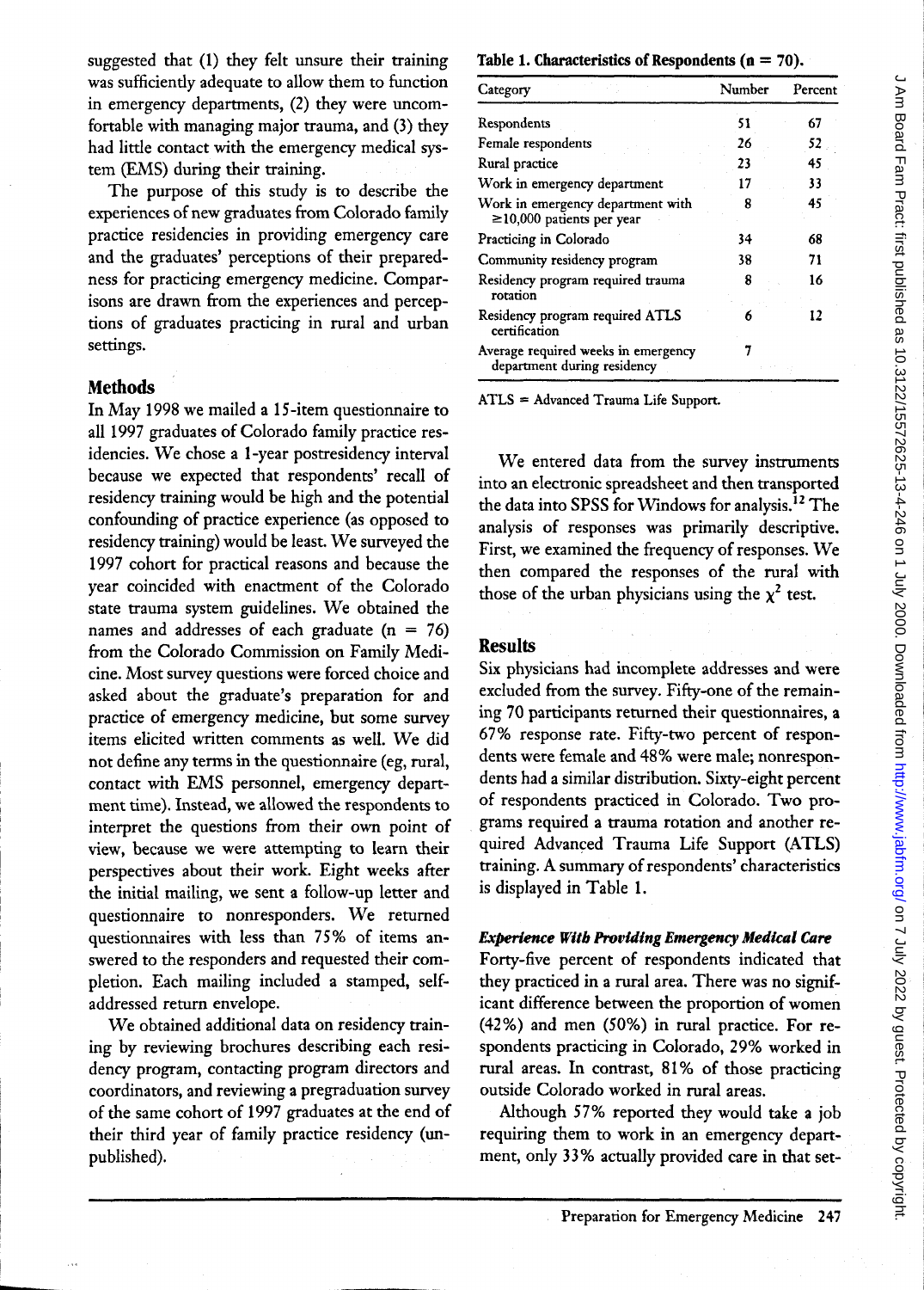suggested that (1) they felt unsure their training was sufficiently adequate to allow them to function in emergency departments, (2) they were uncomfortable with managing major trauma, and (3) they had little contact with the emergency medical system (EMS) during their training.

The purpose of this study is to describe the experiences of new graduates from Colorado family practice residencies in providing emergency care and the graduates' perceptions of their preparedness for practicing emergency medicine. Comparisons are drawn from the experiences and perceptions of graduates practicing in rural and urban settings.

## Methods

In May 1998 we mailed a 15-item questionnaire to all 1997 graduates of Colorado family practice residencies. We chose a 1-year postresidency interval because we expected that respondents' recall of residency training would be high and the potential confounding of practice experience (as opposed to residency training) would be least. We surveyed the 1997 cohort for practical reasons and because the year coincided with enactment of the Colorado state trauma system guidelines. We obtained the names and addresses of each graduate (n = 76) from the Colorado Commission on Family Medicine. Most survey questions were forced choice and asked about the graduate's preparation for and practice of emergency medicine, but some survey items elicited written comments as well. We did not define any terms in the questionnaire (eg, rural, contact with EMS personnel, emergency department time). Instead, we allowed the respondents to interpret the questions from their own point of view, because we were attempting to learn their perspectives about their work. Eight weeks after the initial mailing, we sent a follow-up letter and questionnaire to nonresponders. We returned questionnaires with less than 75% of items answered to the responders and requested their completion. Each mailing included a stamped, self-addressed return envelope.

We obtained additional data on residency training by reviewing brochures describing each residency program, contacting program directors and coordinators, and reviewing a pregraduation survey of the same cohort of 1997 graduates at the end of their third year of family practice residency (unpublished).

**Table 1. Characteristics of Respondents (n = 70).**

| Category | Number | Percent |
|---|---|---|
| Respondents | 51 | 67 |
| Female respondents | 26 | 52 |
| Rural practice | 23 | 45 |
| Work in emergency department | 17 | 33 |
| Work in emergency department with ≥10,000 patients per year | 8 | 45 |
| Practicing in Colorado | 34 | 68 |
| Community residency program | 38 | 71 |
| Residency program required trauma rotation | 8 | 16 |
| Residency program required ATLS certification | 6 | 12 |
| Average required weeks in emergency department during residency | 7 | |

ATLS = Advanced Trauma Life Support.

We entered data from the survey instruments into an electronic spreadsheet and then transported the data into SPSS for Windows for analysis.[12] The analysis of responses was primarily descriptive. First, we examined the frequency of responses. We then compared the responses of the rural with those of the urban physicians using the $\chi^2$ test.

## Results

Six physicians had incomplete addresses and were excluded from the survey. Fifty-one of the remaining 70 participants returned their questionnaires, a 67% response rate. Fifty-two percent of respondents were female and 48% were male; nonrespondents had a similar distribution. Sixty-eight percent of respondents practiced in Colorado. Two programs required a trauma rotation and another required Advanced Trauma Life Support (ATLS) training. A summary of respondents' characteristics is displayed in Table 1.

### *Experience With Providing Emergency Medical Care*

Forty-five percent of respondents indicated that they practiced in a rural area. There was no significant difference between the proportion of women (42%) and men (50%) in rural practice. For respondents practicing in Colorado, 29% worked in rural areas. In contrast, 81% of those practicing outside Colorado worked in rural areas.

Although 57% reported they would take a job requiring them to work in an emergency department, only 33% actually provided care in that set-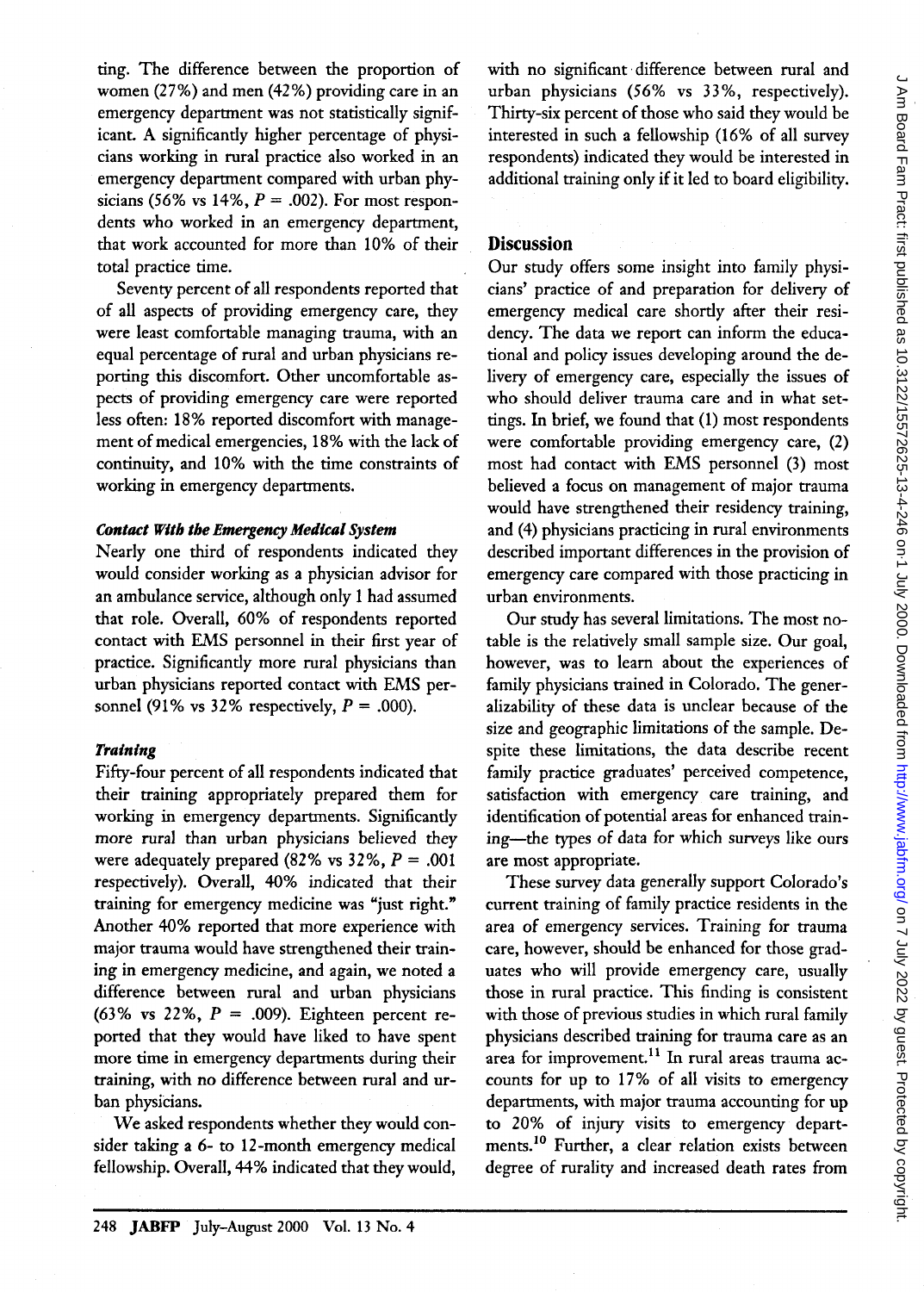ting. The difference between the proportion of women (27%) and men (42%) providing care in an emergency department was not statistically significant. A significantly higher percentage of physicians working in rural practice also worked in an emergency department compared with urban physicians (56% vs 14%, $P = .002$). For most respondents who worked in an emergency department, that work accounted for more than 10% of their total practice time.

Seventy percent of all respondents reported that of all aspects of providing emergency care, they were least comfortable managing trauma, with an equal percentage of rural and urban physicians reporting this discomfort. Other uncomfortable aspects of providing emergency care were reported less often: 18% reported discomfort with management of medical emergencies, 18% with the lack of continuity, and 10% with the time constraints of working in emergency departments.

#### *Contact With the Emergency Medical System*

Nearly one third of respondents indicated they would consider working as a physician advisor for an ambulance service, although only 1 had assumed that role. Overall, 60% of respondents reported contact with EMS personnel in their first year of practice. Significantly more rural physicians than urban physicians reported contact with EMS personnel (91% vs 32% respectively, $P = .000$).

#### *Training*

Fifty-four percent of all respondents indicated that their training appropriately prepared them for working in emergency departments. Significantly more rural than urban physicians believed they were adequately prepared (82% vs 32%, $P = .001$ respectively). Overall, 40% indicated that their training for emergency medicine was "just right." Another 40% reported that more experience with major trauma would have strengthened their training in emergency medicine, and again, we noted a difference between rural and urban physicians (63% vs 22%, $P = .009$). Eighteen percent reported that they would have liked to have spent more time in emergency departments during their training, with no difference between rural and urban physicians.

We asked respondents whether they would consider taking a 6- to 12-month emergency medical fellowship. Overall, 44% indicated that they would, with no significant difference between rural and urban physicians (56% vs 33%, respectively). Thirty-six percent of those who said they would be interested in such a fellowship (16% of all survey respondents) indicated they would be interested in additional training only if it led to board eligibility.

## Discussion

Our study offers some insight into family physicians' practice of and preparation for delivery of emergency medical care shortly after their residency. The data we report can inform the educational and policy issues developing around the delivery of emergency care, especially the issues of who should deliver trauma care and in what settings. In brief, we found that (1) most respondents were comfortable providing emergency care, (2) most had contact with EMS personnel (3) most believed a focus on management of major trauma would have strengthened their residency training, and (4) physicians practicing in rural environments described important differences in the provision of emergency care compared with those practicing in urban environments.

Our study has several limitations. The most notable is the relatively small sample size. Our goal, however, was to learn about the experiences of family physicians trained in Colorado. The generalizability of these data is unclear because of the size and geographic limitations of the sample. Despite these limitations, the data describe recent family practice graduates' perceived competence, satisfaction with emergency care training, and identification of potential areas for enhanced training—the types of data for which surveys like ours are most appropriate.

These survey data generally support Colorado's current training of family practice residents in the area of emergency services. Training for trauma care, however, should be enhanced for those graduates who will provide emergency care, usually those in rural practice. This finding is consistent with those of previous studies in which rural family physicians described training for trauma care as an area for improvement.[11] In rural areas trauma accounts for up to 17% of all visits to emergency departments, with major trauma accounting for up to 20% of injury visits to emergency departments.[10] Further, a clear relation exists between degree of rurality and increased death rates from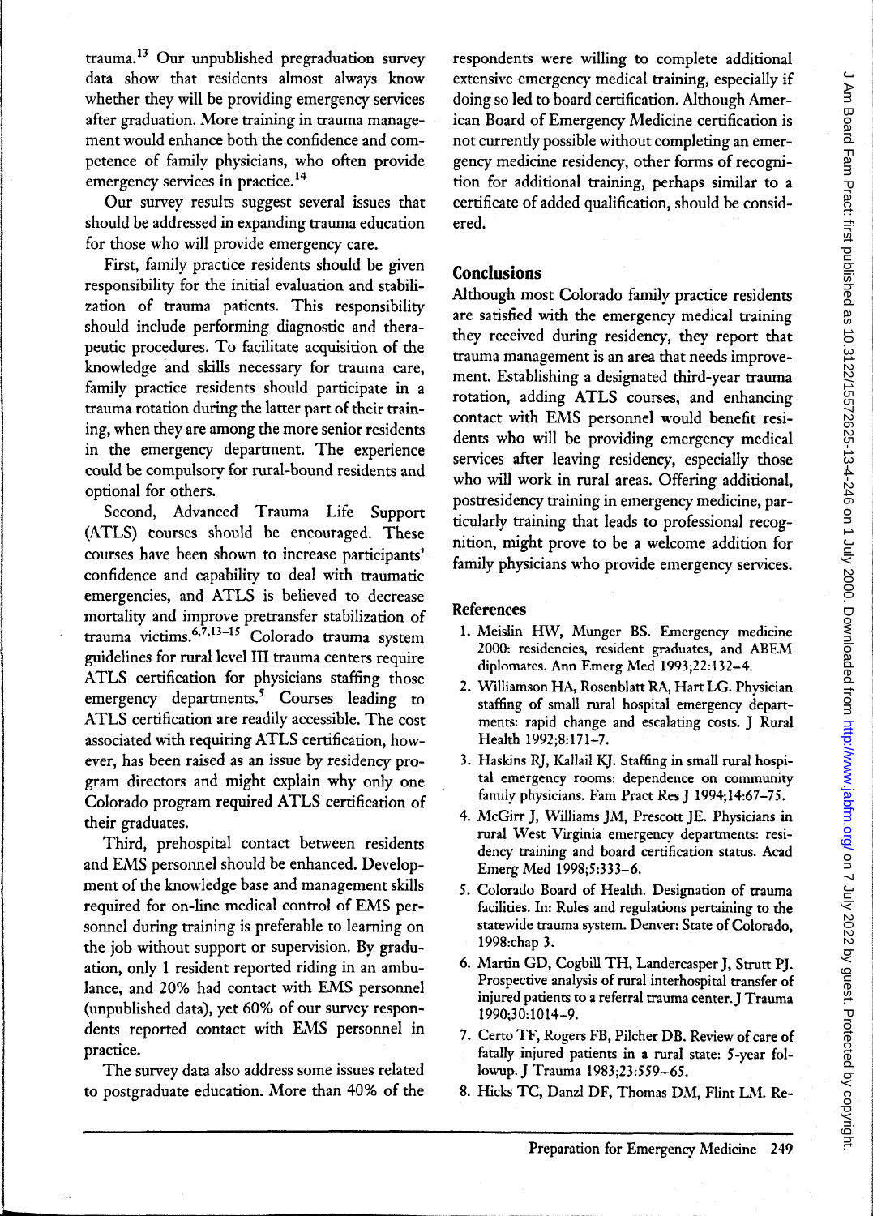trauma.[13] Our unpublished pregraduation survey data show that residents almost always know whether they will be providing emergency services after graduation. More training in trauma management would enhance both the confidence and competence of family physicians, who often provide emergency services in practice.[14]

Our survey results suggest several issues that should be addressed in expanding trauma education for those who will provide emergency care.

First, family practice residents should be given responsibility for the initial evaluation and stabilization of trauma patients. This responsibility should include performing diagnostic and therapeutic procedures. To facilitate acquisition of the knowledge and skills necessary for trauma care, family practice residents should participate in a trauma rotation during the latter part of their training, when they are among the more senior residents in the emergency department. The experience could be compulsory for rural-bound residents and optional for others.

Second, Advanced Trauma Life Support (ATLS) courses should be encouraged. These courses have been shown to increase participants' confidence and capability to deal with traumatic emergencies, and ATLS is believed to decrease mortality and improve pretransfer stabilization of trauma victims.[6,7,13-15] Colorado trauma system guidelines for rural level III trauma centers require ATLS certification for physicians staffing those emergency departments.[5] Courses leading to ATLS certification are readily accessible. The cost associated with requiring ATLS certification, however, has been raised as an issue by residency program directors and might explain why only one Colorado program required ATLS certification of their graduates.

Third, prehospital contact between residents and EMS personnel should be enhanced. Development of the knowledge base and management skills required for on-line medical control of EMS personnel during training is preferable to learning on the job without support or supervision. By graduation, only 1 resident reported riding in an ambulance, and 20% had contact with EMS personnel (unpublished data), yet 60% of our survey respondents reported contact with EMS personnel in practice.

The survey data also address some issues related to postgraduate education. More than 40% of the respondents were willing to complete additional extensive emergency medical training, especially if doing so led to board certification. Although American Board of Emergency Medicine certification is not currently possible without completing an emergency medicine residency, other forms of recognition for additional training, perhaps similar to a certificate of added qualification, should be considered.

## Conclusions

Although most Colorado family practice residents are satisfied with the emergency medical training they received during residency, they report that trauma management is an area that needs improvement. Establishing a designated third-year trauma rotation, adding ATLS courses, and enhancing contact with EMS personnel would benefit residents who will be providing emergency medical services after leaving residency, especially those who will work in rural areas. Offering additional, postresidency training in emergency medicine, particularly training that leads to professional recognition, might prove to be a welcome addition for family physicians who provide emergency services.

## References

1. Meislin HW, Munger BS. Emergency medicine 2000: residencies, resident graduates, and ABEM diplomates. Ann Emerg Med 1993;22:132–4.
2. Williamson HA, Rosenblatt RA, Hart LG. Physician staffing of small rural hospital emergency departments: rapid change and escalating costs. J Rural Health 1992;8:171–7.
3. Haskins RJ, Kallail KJ. Staffing in small rural hospital emergency rooms: dependence on community family physicians. Fam Pract Res J 1994;14:67–75.
4. McGirr J, Williams JM, Prescott JE. Physicians in rural West Virginia emergency departments: residency training and board certification status. Acad Emerg Med 1998;5:333–6.
5. Colorado Board of Health. Designation of trauma facilities. In: Rules and regulations pertaining to the statewide trauma system. Denver: State of Colorado, 1998:chap 3.
6. Martin GD, Cogbill TH, Landercasper J, Strutt PJ. Prospective analysis of rural interhospital transfer of injured patients to a referral trauma center. J Trauma 1990;30:1014–9.
7. Certo TF, Rogers FB, Pilcher DB. Review of care of fatally injured patients in a rural state: 5-year followup. J Trauma 1983;23:559–65.
8. Hicks TC, Danzl DF, Thomas DM, Flint LM. Re-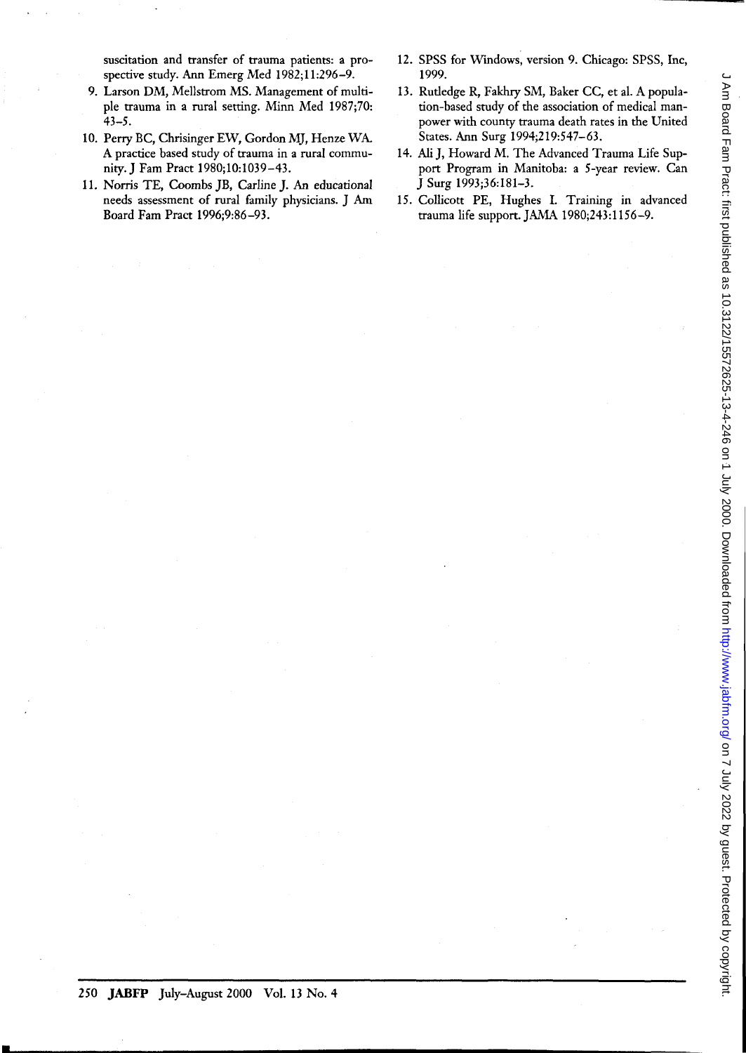suscitation and transfer of trauma patients: a prospective study. Ann Emerg Med 1982;11:296–9.

9. Larson DM, Mellstrom MS. Management of multiple trauma in a rural setting. Minn Med 1987;70: 43–5.
10. Perry BC, Chrisinger EW, Gordon MJ, Henze WA. A practice based study of trauma in a rural community. J Fam Pract 1980;10:1039–43.
11. Norris TE, Coombs JB, Carline J. An educational needs assessment of rural family physicians. J Am Board Fam Pract 1996;9:86–93.
12. SPSS for Windows, version 9. Chicago: SPSS, Inc, 1999.
13. Rutledge R, Fakhry SM, Baker CC, et al. A population-based study of the association of medical manpower with county trauma death rates in the United States. Ann Surg 1994;219:547–63.
14. Ali J, Howard M. The Advanced Trauma Life Support Program in Manitoba: a 5-year review. Can J Surg 1993;36:181–3.
15. Collicott PE, Hughes I. Training in advanced trauma life support. JAMA 1980;243:1156–9.